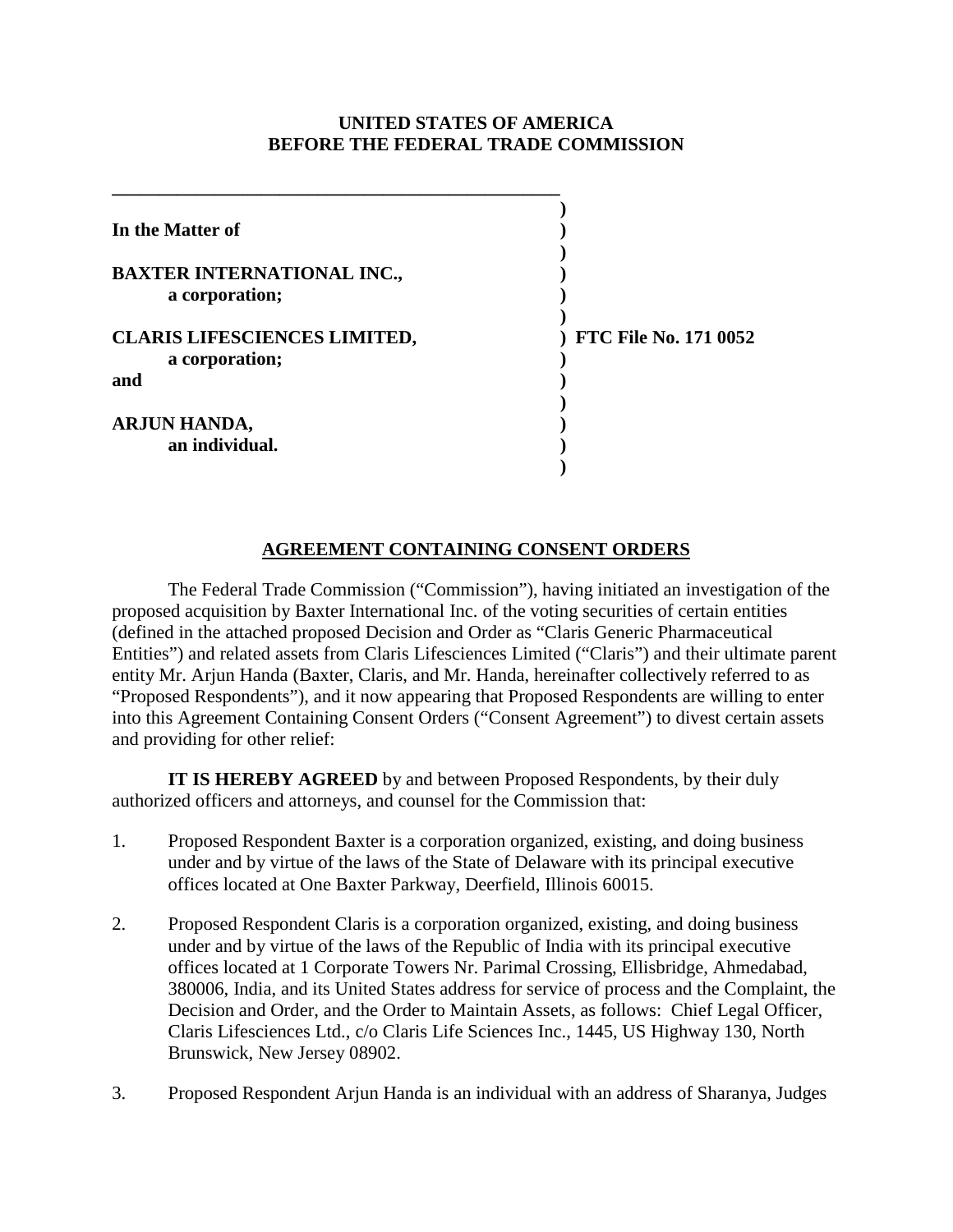**UNITED STATES OF AMERICA**
**BEFORE THE FEDERAL TRADE COMMISSION**

**In the Matter of**

**BAXTER INTERNATIONAL INC.,**
**a corporation;**

**CLARIS LIFESCIENCES LIMITED,**
**a corporation;**
**and**

**ARJUN HANDA,**
**an individual.**

**FTC File No. 171 0052**

## AGREEMENT CONTAINING CONSENT ORDERS

The Federal Trade Commission ("Commission"), having initiated an investigation of the proposed acquisition by Baxter International Inc. of the voting securities of certain entities (defined in the attached proposed Decision and Order as "Claris Generic Pharmaceutical Entities") and related assets from Claris Lifesciences Limited ("Claris") and their ultimate parent entity Mr. Arjun Handa (Baxter, Claris, and Mr. Handa, hereinafter collectively referred to as "Proposed Respondents"), and it now appearing that Proposed Respondents are willing to enter into this Agreement Containing Consent Orders ("Consent Agreement") to divest certain assets and providing for other relief:

**IT IS HEREBY AGREED** by and between Proposed Respondents, by their duly authorized officers and attorneys, and counsel for the Commission that:

1. Proposed Respondent Baxter is a corporation organized, existing, and doing business under and by virtue of the laws of the State of Delaware with its principal executive offices located at One Baxter Parkway, Deerfield, Illinois 60015.

2. Proposed Respondent Claris is a corporation organized, existing, and doing business under and by virtue of the laws of the Republic of India with its principal executive offices located at 1 Corporate Towers Nr. Parimal Crossing, Ellisbridge, Ahmedabad, 380006, India, and its United States address for service of process and the Complaint, the Decision and Order, and the Order to Maintain Assets, as follows: Chief Legal Officer, Claris Lifesciences Ltd., c/o Claris Life Sciences Inc., 1445, US Highway 130, North Brunswick, New Jersey 08902.

3. Proposed Respondent Arjun Handa is an individual with an address of Sharanya, Judges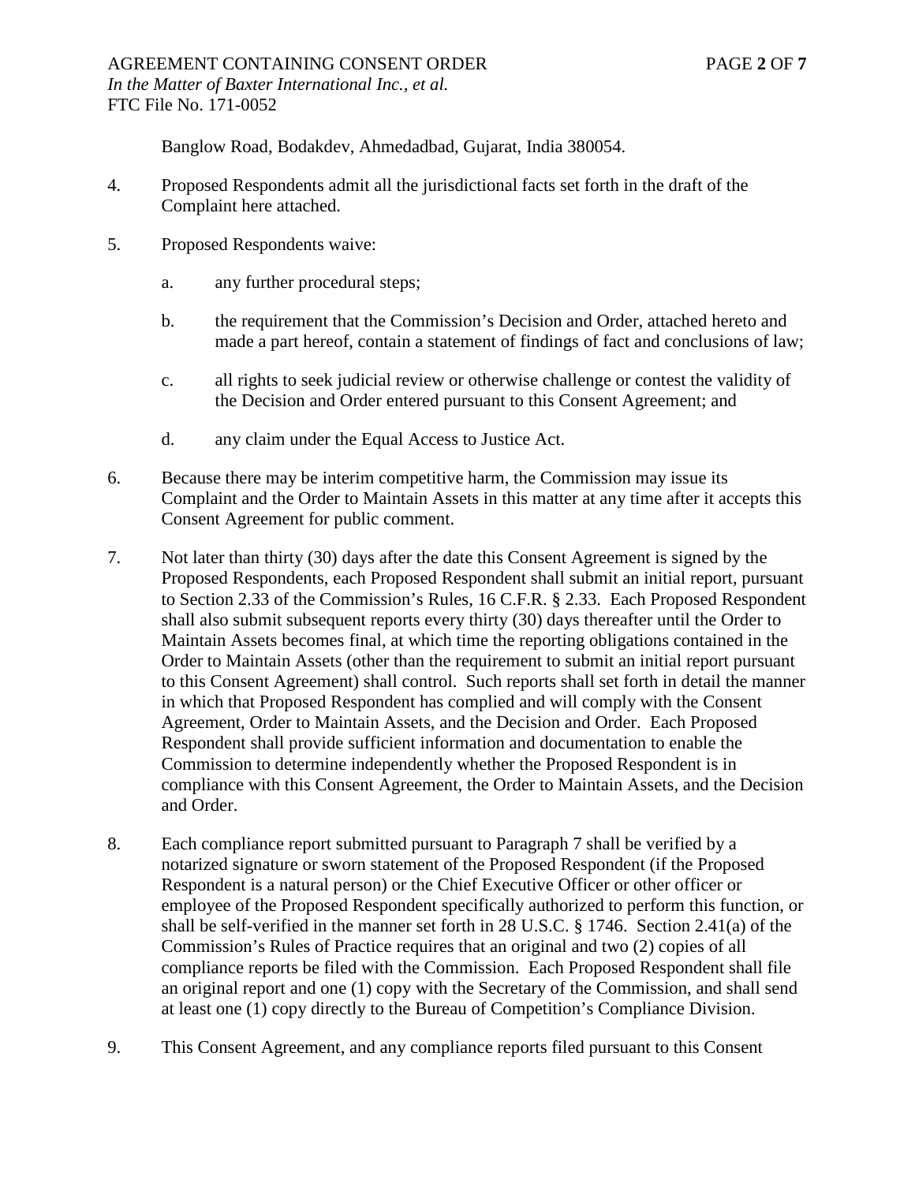Banglow Road, Bodakdev, Ahmedadbad, Gujarat, India 380054.

4. Proposed Respondents admit all the jurisdictional facts set forth in the draft of the Complaint here attached.

5. Proposed Respondents waive:

   a. any further procedural steps;

   b. the requirement that the Commission's Decision and Order, attached hereto and made a part hereof, contain a statement of findings of fact and conclusions of law;

   c. all rights to seek judicial review or otherwise challenge or contest the validity of the Decision and Order entered pursuant to this Consent Agreement; and

   d. any claim under the Equal Access to Justice Act.

6. Because there may be interim competitive harm, the Commission may issue its Complaint and the Order to Maintain Assets in this matter at any time after it accepts this Consent Agreement for public comment.

7. Not later than thirty (30) days after the date this Consent Agreement is signed by the Proposed Respondents, each Proposed Respondent shall submit an initial report, pursuant to Section 2.33 of the Commission's Rules, 16 C.F.R. § 2.33. Each Proposed Respondent shall also submit subsequent reports every thirty (30) days thereafter until the Order to Maintain Assets becomes final, at which time the reporting obligations contained in the Order to Maintain Assets (other than the requirement to submit an initial report pursuant to this Consent Agreement) shall control. Such reports shall set forth in detail the manner in which that Proposed Respondent has complied and will comply with the Consent Agreement, Order to Maintain Assets, and the Decision and Order. Each Proposed Respondent shall provide sufficient information and documentation to enable the Commission to determine independently whether the Proposed Respondent is in compliance with this Consent Agreement, the Order to Maintain Assets, and the Decision and Order.

8. Each compliance report submitted pursuant to Paragraph 7 shall be verified by a notarized signature or sworn statement of the Proposed Respondent (if the Proposed Respondent is a natural person) or the Chief Executive Officer or other officer or employee of the Proposed Respondent specifically authorized to perform this function, or shall be self-verified in the manner set forth in 28 U.S.C. § 1746. Section 2.41(a) of the Commission's Rules of Practice requires that an original and two (2) copies of all compliance reports be filed with the Commission. Each Proposed Respondent shall file an original report and one (1) copy with the Secretary of the Commission, and shall send at least one (1) copy directly to the Bureau of Competition's Compliance Division.

9. This Consent Agreement, and any compliance reports filed pursuant to this Consent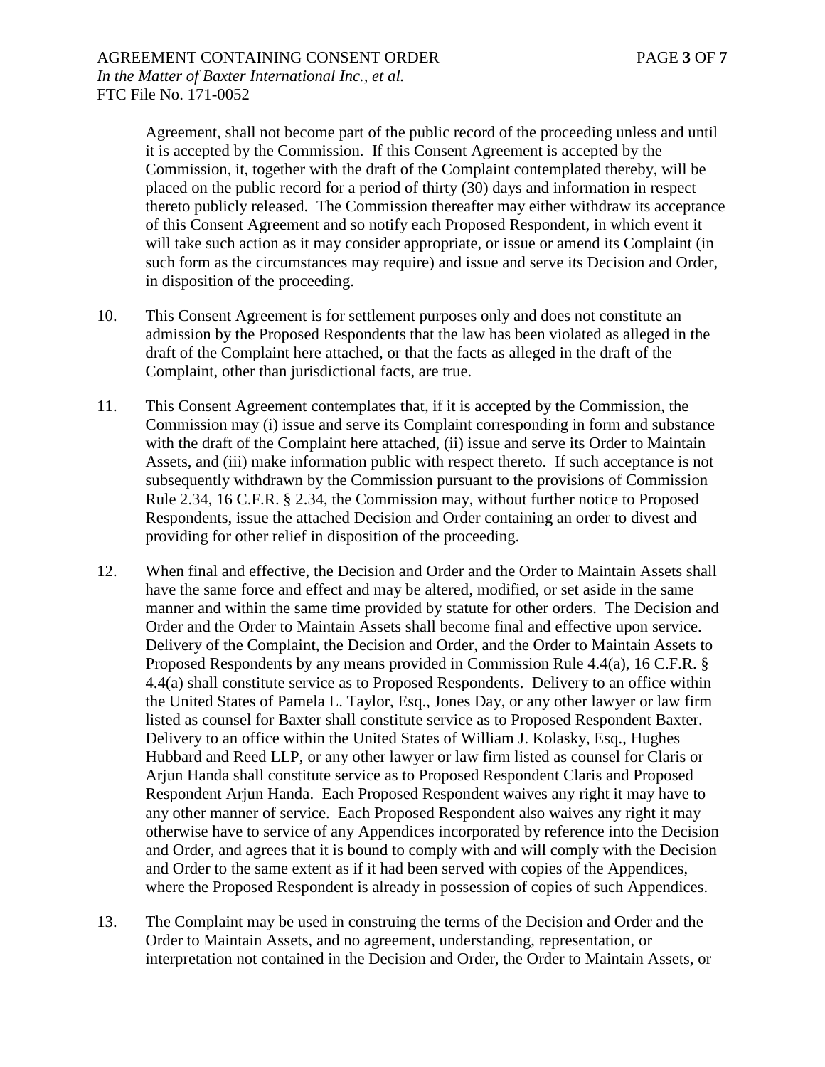Agreement, shall not become part of the public record of the proceeding unless and until it is accepted by the Commission. If this Consent Agreement is accepted by the Commission, it, together with the draft of the Complaint contemplated thereby, will be placed on the public record for a period of thirty (30) days and information in respect thereto publicly released. The Commission thereafter may either withdraw its acceptance of this Consent Agreement and so notify each Proposed Respondent, in which event it will take such action as it may consider appropriate, or issue or amend its Complaint (in such form as the circumstances may require) and issue and serve its Decision and Order, in disposition of the proceeding.

10. This Consent Agreement is for settlement purposes only and does not constitute an admission by the Proposed Respondents that the law has been violated as alleged in the draft of the Complaint here attached, or that the facts as alleged in the draft of the Complaint, other than jurisdictional facts, are true.

11. This Consent Agreement contemplates that, if it is accepted by the Commission, the Commission may (i) issue and serve its Complaint corresponding in form and substance with the draft of the Complaint here attached, (ii) issue and serve its Order to Maintain Assets, and (iii) make information public with respect thereto. If such acceptance is not subsequently withdrawn by the Commission pursuant to the provisions of Commission Rule 2.34, 16 C.F.R. § 2.34, the Commission may, without further notice to Proposed Respondents, issue the attached Decision and Order containing an order to divest and providing for other relief in disposition of the proceeding.

12. When final and effective, the Decision and Order and the Order to Maintain Assets shall have the same force and effect and may be altered, modified, or set aside in the same manner and within the same time provided by statute for other orders. The Decision and Order and the Order to Maintain Assets shall become final and effective upon service. Delivery of the Complaint, the Decision and Order, and the Order to Maintain Assets to Proposed Respondents by any means provided in Commission Rule 4.4(a), 16 C.F.R. § 4.4(a) shall constitute service as to Proposed Respondents. Delivery to an office within the United States of Pamela L. Taylor, Esq., Jones Day, or any other lawyer or law firm listed as counsel for Baxter shall constitute service as to Proposed Respondent Baxter. Delivery to an office within the United States of William J. Kolasky, Esq., Hughes Hubbard and Reed LLP, or any other lawyer or law firm listed as counsel for Claris or Arjun Handa shall constitute service as to Proposed Respondent Claris and Proposed Respondent Arjun Handa. Each Proposed Respondent waives any right it may have to any other manner of service. Each Proposed Respondent also waives any right it may otherwise have to service of any Appendices incorporated by reference into the Decision and Order, and agrees that it is bound to comply with and will comply with the Decision and Order to the same extent as if it had been served with copies of the Appendices, where the Proposed Respondent is already in possession of copies of such Appendices.

13. The Complaint may be used in construing the terms of the Decision and Order and the Order to Maintain Assets, and no agreement, understanding, representation, or interpretation not contained in the Decision and Order, the Order to Maintain Assets, or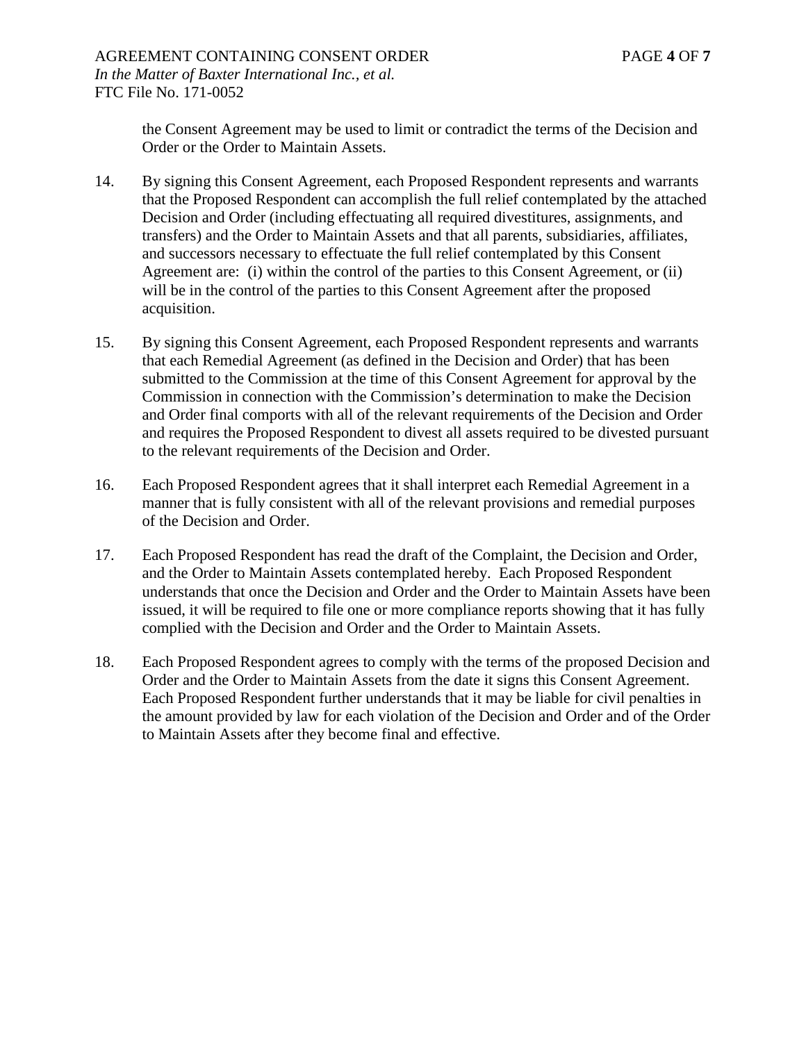the Consent Agreement may be used to limit or contradict the terms of the Decision and Order or the Order to Maintain Assets.

14. By signing this Consent Agreement, each Proposed Respondent represents and warrants that the Proposed Respondent can accomplish the full relief contemplated by the attached Decision and Order (including effectuating all required divestitures, assignments, and transfers) and the Order to Maintain Assets and that all parents, subsidiaries, affiliates, and successors necessary to effectuate the full relief contemplated by this Consent Agreement are: (i) within the control of the parties to this Consent Agreement, or (ii) will be in the control of the parties to this Consent Agreement after the proposed acquisition.

15. By signing this Consent Agreement, each Proposed Respondent represents and warrants that each Remedial Agreement (as defined in the Decision and Order) that has been submitted to the Commission at the time of this Consent Agreement for approval by the Commission in connection with the Commission's determination to make the Decision and Order final comports with all of the relevant requirements of the Decision and Order and requires the Proposed Respondent to divest all assets required to be divested pursuant to the relevant requirements of the Decision and Order.

16. Each Proposed Respondent agrees that it shall interpret each Remedial Agreement in a manner that is fully consistent with all of the relevant provisions and remedial purposes of the Decision and Order.

17. Each Proposed Respondent has read the draft of the Complaint, the Decision and Order, and the Order to Maintain Assets contemplated hereby. Each Proposed Respondent understands that once the Decision and Order and the Order to Maintain Assets have been issued, it will be required to file one or more compliance reports showing that it has fully complied with the Decision and Order and the Order to Maintain Assets.

18. Each Proposed Respondent agrees to comply with the terms of the proposed Decision and Order and the Order to Maintain Assets from the date it signs this Consent Agreement. Each Proposed Respondent further understands that it may be liable for civil penalties in the amount provided by law for each violation of the Decision and Order and of the Order to Maintain Assets after they become final and effective.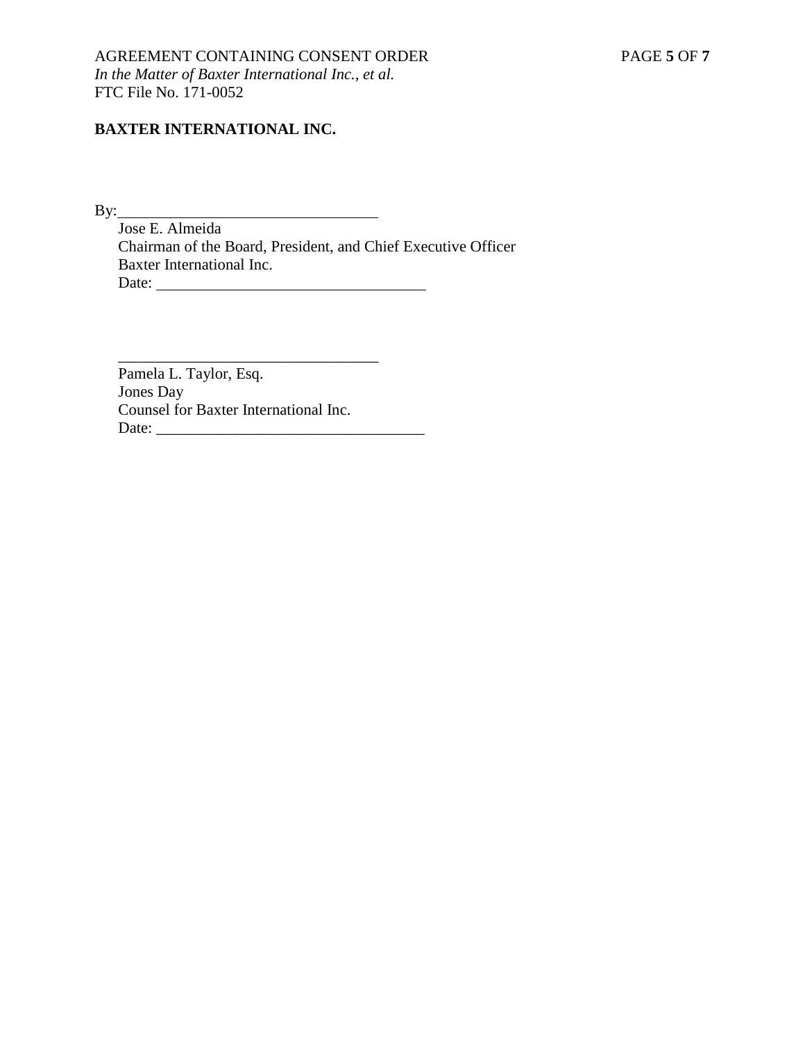**BAXTER INTERNATIONAL INC.**

By:\_\_\_\_\_\_\_\_\_\_\_\_\_\_\_\_\_\_\_\_\_\_\_\_\_\_\_\_\_\_\_\_\_

Jose E. Almeida  
Chairman of the Board, President, and Chief Executive Officer  
Baxter International Inc.  
Date: \_\_\_\_\_\_\_\_\_\_\_\_\_\_\_\_\_\_\_\_\_\_\_\_\_\_\_\_\_\_\_\_\_\_

\_\_\_\_\_\_\_\_\_\_\_\_\_\_\_\_\_\_\_\_\_\_\_\_\_\_\_\_\_\_\_\_\_

Pamela L. Taylor, Esq.  
Jones Day  
Counsel for Baxter International Inc.  
Date: \_\_\_\_\_\_\_\_\_\_\_\_\_\_\_\_\_\_\_\_\_\_\_\_\_\_\_\_\_\_\_\_\_\_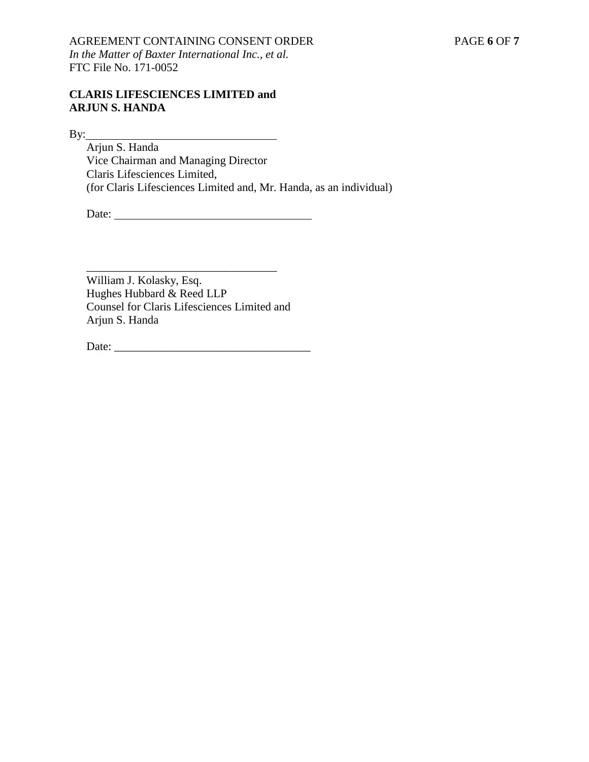**CLARIS LIFESCIENCES LIMITED and ARJUN S. HANDA**

By: \_\_\_\_\_\_\_\_\_\_\_\_\_\_\_\_\_\_\_\_\_\_\_\_\_\_\_\_\_\_\_\_\_\_

Arjun S. Handa
Vice Chairman and Managing Director
Claris Lifesciences Limited,
(for Claris Lifesciences Limited and, Mr. Handa, as an individual)

Date: \_\_\_\_\_\_\_\_\_\_\_\_\_\_\_\_\_\_\_\_\_\_\_\_\_\_\_\_\_\_\_\_\_\_

\_\_\_\_\_\_\_\_\_\_\_\_\_\_\_\_\_\_\_\_\_\_\_\_\_\_\_\_\_\_\_\_\_\_

William J. Kolasky, Esq.
Hughes Hubbard & Reed LLP
Counsel for Claris Lifesciences Limited and
Arjun S. Handa

Date: \_\_\_\_\_\_\_\_\_\_\_\_\_\_\_\_\_\_\_\_\_\_\_\_\_\_\_\_\_\_\_\_\_\_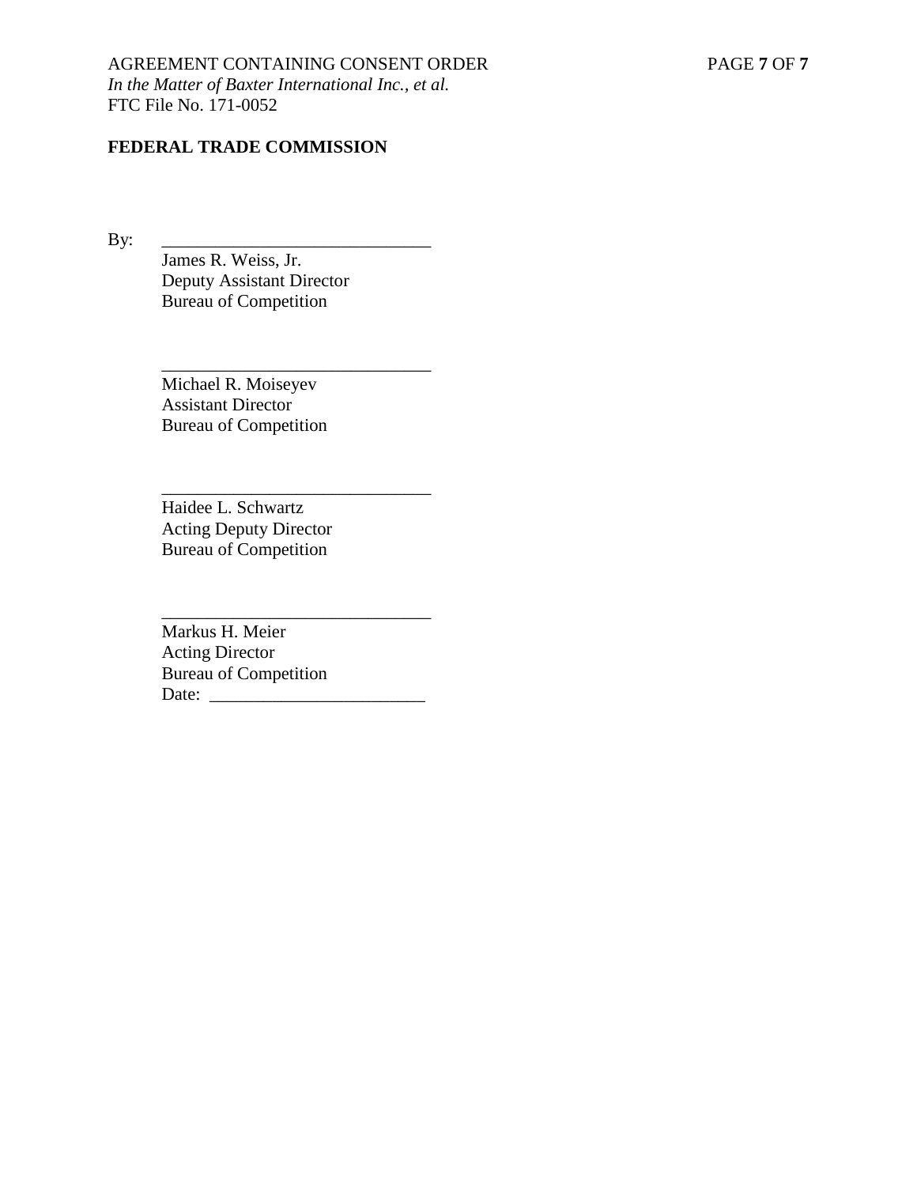**FEDERAL TRADE COMMISSION**

By: ______________________________
James R. Weiss, Jr.
Deputy Assistant Director
Bureau of Competition

______________________________
Michael R. Moiseyev
Assistant Director
Bureau of Competition

______________________________
Haidee L. Schwartz
Acting Deputy Director
Bureau of Competition

______________________________
Markus H. Meier
Acting Director
Bureau of Competition
Date: ________________________